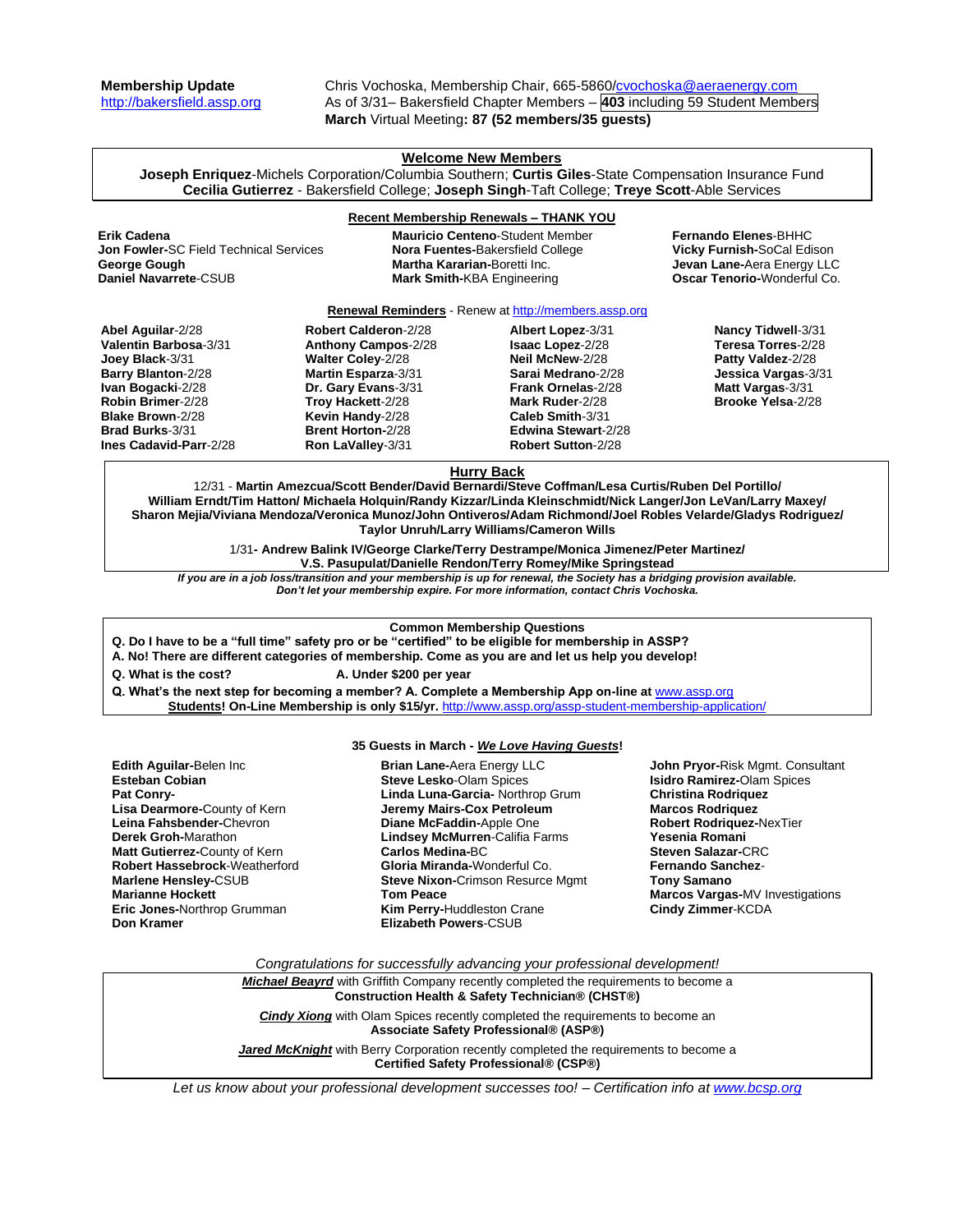**Membership Update**
http://bakersfield.assp.org

Chris Vochoska, Membership Chair, 665-5860/cvochoska@aeraenergy.com
As of 3/31– Bakersfield Chapter Members – **403** including 59 Student Members
**March** Virtual Meeting**: 87 (52 members/35 guests)**

## Welcome New Members

**Joseph Enriquez**-Michels Corporation/Columbia Southern; **Curtis Giles**-State Compensation Insurance Fund
**Cecilia Gutierrez** - Bakersfield College; **Joseph Singh**-Taft College; **Treye Scott**-Able Services

## Recent Membership Renewals – THANK YOU

**Erik Cadena**
**Jon Fowler-**SC Field Technical Services
**George Gough**
**Daniel Navarrete**-CSUB
**Mauricio Centeno**-Student Member
**Nora Fuentes-**Bakersfield College
**Martha Kararian-**Boretti Inc.
**Mark Smith-**KBA Engineering
**Fernando Elenes**-BHHC
**Vicky Furnish-**SoCal Edison
**Jevan Lane-**Aera Energy LLC
**Oscar Tenorio-**Wonderful Co.

## Renewal Reminders - Renew at http://members.assp.org

**Abel Aguilar**-2/28
**Valentin Barbosa**-3/31
**Joey Black**-3/31
**Barry Blanton**-2/28
**Ivan Bogacki**-2/28
**Robin Brimer**-2/28
**Blake Brown**-2/28
**Brad Burks**-3/31
**Ines Cadavid-Parr**-2/28
**Robert Calderon**-2/28
**Anthony Campos**-2/28
**Walter Coley**-2/28
**Martin Esparza**-3/31
**Dr. Gary Evans**-3/31
**Troy Hackett**-2/28
**Kevin Handy**-2/28
**Brent Horton**-2/28
**Ron LaValley**-3/31
**Albert Lopez**-3/31
**Isaac Lopez**-2/28
**Neil McNew**-2/28
**Sarai Medrano**-2/28
**Frank Ornelas**-2/28
**Mark Ruder**-2/28
**Caleb Smith**-3/31
**Edwina Stewart**-2/28
**Robert Sutton**-2/28
**Nancy Tidwell**-3/31
**Teresa Torres**-2/28
**Patty Valdez**-2/28
**Jessica Vargas**-3/31
**Matt Vargas**-3/31
**Brooke Yelsa**-2/28

## Hurry Back

12/31 - **Martin Amezcua/Scott Bender/David Bernardi/Steve Coffman/Lesa Curtis/Ruben Del Portillo/ William Erndt/Tim Hatton/ Michaela Holquin/Randy Kizzar/Linda Kleinschmidt/Nick Langer/Jon LeVan/Larry Maxey/ Sharon Mejia/Viviana Mendoza/Veronica Munoz/John Ontiveros/Adam Richmond/Joel Robles Velarde/Gladys Rodriguez/ Taylor Unruh/Larry Williams/Cameron Wills**

1/31**- Andrew Balink IV/George Clarke/Terry Destrampe/Monica Jimenez/Peter Martinez/ V.S. Pasupulat/Danielle Rendon/Terry Romey/Mike Springstead**

***If you are in a job loss/transition and your membership is up for renewal, the Society has a bridging provision available. Don't let your membership expire. For more information, contact Chris Vochoska.***

## Common Membership Questions

**Q. Do I have to be a "full time" safety pro or be "certified" to be eligible for membership in ASSP?**
**A. No! There are different categories of membership. Come as you are and let us help you develop!**
**Q. What is the cost?** **A. Under $200 per year**
**Q. What's the next step for becoming a member? A. Complete a Membership App on-line at** www.assp.org
**Students! On-Line Membership is only $15/yr.** http://www.assp.org/assp-student-membership-application/

## 35 Guests in March - *We Love Having Guests*!

**Edith Aguilar-**Belen Inc
**Esteban Cobian**
**Pat Conry-**
**Lisa Dearmore-**County of Kern
**Leina Fahsbender-**Chevron
**Derek Groh-**Marathon
**Matt Gutierrez-**County of Kern
**Robert Hassebrock**-Weatherford
**Marlene Hensley-**CSUB
**Marianne Hockett**
**Eric Jones-**Northrop Grumman
**Don Kramer**
**Brian Lane-**Aera Energy LLC
**Steve Lesko**-Olam Spices
**Linda Luna-Garcia-** Northrop Grum
**Jeremy Mairs-Cox Petroleum**
**Diane McFaddin-**Apple One
**Lindsey McMurren**-Califia Farms
**Carlos Medina-**BC
**Gloria Miranda-**Wonderful Co.
**Steve Nixon-**Crimson Resurce Mgmt
**Tom Peace**
**Kim Perry-**Huddleston Crane
**Elizabeth Powers**-CSUB
**John Pryor-**Risk Mgmt. Consultant
**Isidro Ramirez-**Olam Spices
**Christina Rodriquez**
**Marcos Rodriquez**
**Robert Rodriquez-**NexTier
**Yesenia Romani**
**Steven Salazar-**CRC
**Fernando Sanchez**-
**Tony Samano**
**Marcos Vargas-**MV Investigations
**Cindy Zimmer**-KCDA

*Congratulations for successfully advancing your professional development!*

***Michael Beayrd*** with Griffith Company recently completed the requirements to become a **Construction Health & Safety Technician® (CHST®)**

***Cindy Xiong*** with Olam Spices recently completed the requirements to become an **Associate Safety Professional® (ASP®)**

***Jared McKnight*** with Berry Corporation recently completed the requirements to become a **Certified Safety Professional® (CSP®)**

*Let us know about your professional development successes too! – Certification info at www.bcsp.org*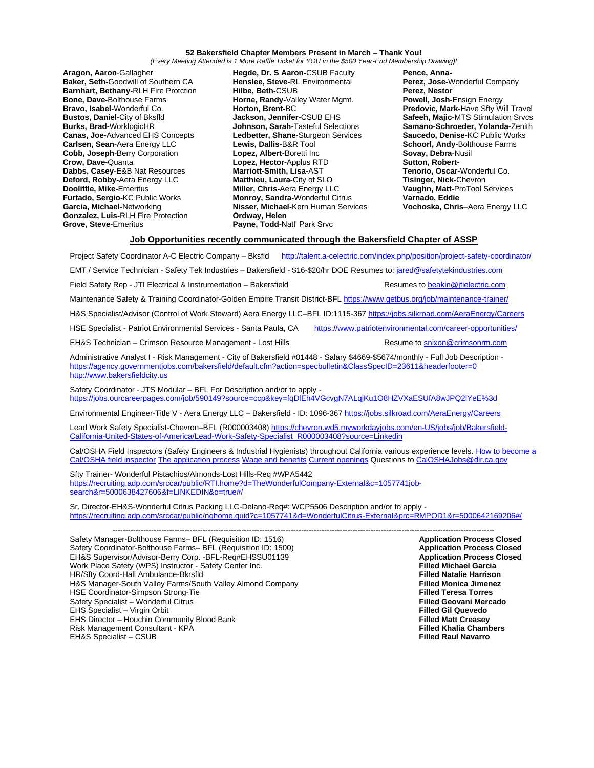**52 Bakersfield Chapter Members Present in March – Thank You!**

*(Every Meeting Attended is 1 More Raffle Ticket for YOU in the $500 Year-End Membership Drawing)!*

**Aragon, Aaron**-Gallagher
**Baker, Seth-**Goodwill of Southern CA
**Barnhart, Bethany-**RLH Fire Protction
**Bone, Dave-**Bolthouse Farms
**Bravo, Isabel-**Wonderful Co.
**Bustos, Daniel-**City of Bksfld
**Burks, Brad-**WorklogicHR
**Canas, Joe-**Advanced EHS Concepts
**Carlsen, Sean-**Aera Energy LLC
**Cobb, Joseph**-Berry Corporation
**Crow, Dave-**Quanta
**Dabbs, Casey**-E&B Nat Resources
**Deford, Robby-**Aera Energy LLC
**Doolittle, Mike-**Emeritus
**Furtado, Sergio-**KC Public Works
**Garcia, Michael-**Networking
**Gonzalez, Luis-**RLH Fire Protection
**Grove, Steve-**Emeritus
**Hegde, Dr. S Aaron-**CSUB Faculty
**Henslee, Steve-**RL Environmental
**Hilbe, Beth-**CSUB
**Horne, Randy-**Valley Water Mgmt.
**Horton, Brent-**BC
**Jackson, Jennifer-**CSUB EHS
**Johnson, Sarah-**Tasteful Selections
**Ledbetter, Shane-**Sturgeon Services
**Lewis, Dallis-**B&R Tool
**Lopez, Albert-**Boretti Inc
**Lopez, Hector-**Applus RTD
**Marriott-Smith, Lisa-**AST
**Matthieu, Laura-**City of SLO
**Miller, Chris-**Aera Energy LLC
**Monroy, Sandra-**Wonderful Citrus
**Nisser, Michael-**Kern Human Services
**Ordway, Helen**
**Payne, Todd-**Natl' Park Srvc
**Pence, Anna-**
**Perez, Jose-**Wonderful Company
**Perez, Nestor**
**Powell, Josh-**Ensign Energy
**Predovic, Mark-**Have Sfty Will Travel
**Safeeh, Majic-**MTS Stimulation Srvcs
**Samano-Schroeder, Yolanda-**Zenith
**Saucedo, Denise-**KC Public Works
**Schoorl, Andy-**Bolthouse Farms
**Sovay, Debra**-Nusil
**Sutton, Robert-**
**Tenorio, Oscar-**Wonderful Co.
**Tisinger, Nick-**Chevron
**Vaughn, Matt-**ProTool Services
**Varnado, Eddie**
**Vochoska, Chris**–Aera Energy LLC

## Job Opportunities recently communicated through the Bakersfield Chapter of ASSP

Project Safety Coordinator A-C Electric Company – Bksfld http://talent.a-celectric.com/index.php/position/project-safety-coordinator/

EMT / Service Technician - Safety Tek Industries – Bakersfield - $16-$20/hr DOE Resumes to: jared@safetytekindustries.com

Field Safety Rep - JTI Electrical & Instrumentation – Bakersfield Resumes to beakin@jtielectric.com

Maintenance Safety & Training Coordinator-Golden Empire Transit District-BFL https://www.getbus.org/job/maintenance-trainer/

H&S Specialist/Advisor (Control of Work Steward) Aera Energy LLC–BFL ID:1115-367 https://jobs.silkroad.com/AeraEnergy/Careers

HSE Specialist - Patriot Environmental Services - Santa Paula, CA https://www.patriotenvironmental.com/career-opportunities/

EH&S Technician – Crimson Resource Management - Lost Hills Resume to snixon@crimsonrm.com

Administrative Analyst I - Risk Management - City of Bakersfield #01448 - Salary $4669-$5674/monthly - Full Job Description - https://agency.governmentjobs.com/bakersfield/default.cfm?action=specbulletin&ClassSpecID=23611&headerfooter=0 http://www.bakersfieldcity.us

Safety Coordinator - JTS Modular – BFL For Description and/or to apply - https://jobs.ourcareerpages.com/job/590149?source=ccp&key=fqDlEh4VGcvgN7ALqjKu1O8HZVXaESUfA8wJPQ2lYeE%3d

Environmental Engineer-Title V - Aera Energy LLC – Bakersfield - ID: 1096-367 https://jobs.silkroad.com/AeraEnergy/Careers

Lead Work Safety Specialist-Chevron–BFL (R000003408) https://chevron.wd5.myworkdayjobs.com/en-US/jobs/job/Bakersfield-California-United-States-of-America/Lead-Work-Safety-Specialist_R000003408?source=Linkedin

Cal/OSHA Field Inspectors (Safety Engineers & Industrial Hygienists) throughout California various experience levels. How to become a Cal/OSHA field inspector The application process Wage and benefits Current openings Questions to CalOSHAJobs@dir.ca.gov

Sfty Trainer- Wonderful Pistachios/Almonds-Lost Hills-Req #WPA5442 https://recruiting.adp.com/srccar/public/RTI.home?d=TheWonderfulCompany-External&c=1057741job-search&r=5000638427606&f=LINKEDIN&o=true#/

Sr. Director-EH&S-Wonderful Citrus Packing LLC-Delano-Req#: WCP5506 Description and/or to apply - https://recruiting.adp.com/srccar/public/nghome.guid?c=1057741&d=WonderfulCitrus-External&prc=RMPOD1&r=5000642169206#/

---

| | |
|---|---|
| Safety Manager-Bolthouse Farms– BFL (Requisition ID: 1516) | **Application Process Closed** |
| Safety Coordinator-Bolthouse Farms– BFL (Requisition ID: 1500) | **Application Process Closed** |
| EH&S Supervisor/Advisor-Berry Corp. -BFL-Req#EHSSU01139 | **Application Process Closed** |
| Work Place Safety (WPS) Instructor - Safety Center Inc. | **Filled Michael Garcia** |
| HR/Sfty Coord-Hall Ambulance-Bkrsfld | **Filled Natalie Harrison** |
| H&S Manager-South Valley Farms/South Valley Almond Company | **Filled Monica Jimenez** |
| HSE Coordinator-Simpson Strong-Tie | **Filled Teresa Torres** |
| Safety Specialist – Wonderful Citrus | **Filled Geovani Mercado** |
| EHS Specialist – Virgin Orbit | **Filled Gil Quevedo** |
| EHS Director – Houchin Community Blood Bank | **Filled Matt Creasey** |
| Risk Management Consultant - KPA | **Filled Khalia Chambers** |
| EH&S Specialist – CSUB | **Filled Raul Navarro** |